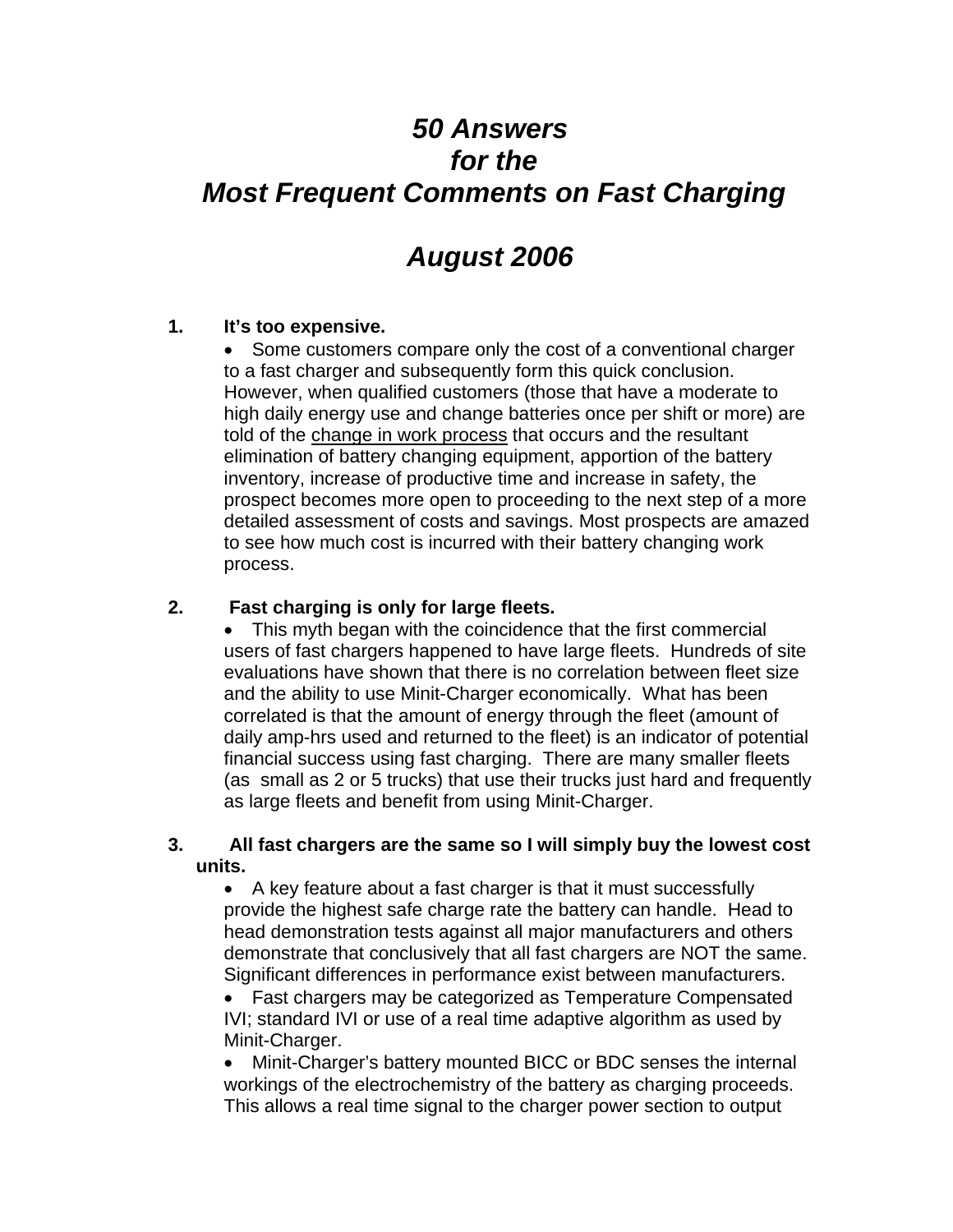# *50 Answers for the Most Frequent Comments on Fast Charging*

## *August 2006*

**1. It's too expensive.**

- Some customers compare only the cost of a conventional charger to a fast charger and subsequently form this quick conclusion. However, when qualified customers (those that have a moderate to high daily energy use and change batteries once per shift or more) are told of the <u>change in work process</u> that occurs and the resultant elimination of battery changing equipment, apportion of the battery inventory, increase of productive time and increase in safety, the prospect becomes more open to proceeding to the next step of a more detailed assessment of costs and savings. Most prospects are amazed to see how much cost is incurred with their battery changing work process.

**2. Fast charging is only for large fleets.**

- This myth began with the coincidence that the first commercial users of fast chargers happened to have large fleets. Hundreds of site evaluations have shown that there is no correlation between fleet size and the ability to use Minit-Charger economically. What has been correlated is that the amount of energy through the fleet (amount of daily amp-hrs used and returned to the fleet) is an indicator of potential financial success using fast charging. There are many smaller fleets (as small as 2 or 5 trucks) that use their trucks just hard and frequently as large fleets and benefit from using Minit-Charger.

**3. All fast chargers are the same so I will simply buy the lowest cost units.**

- A key feature about a fast charger is that it must successfully provide the highest safe charge rate the battery can handle. Head to head demonstration tests against all major manufacturers and others demonstrate that conclusively that all fast chargers are NOT the same. Significant differences in performance exist between manufacturers.
- Fast chargers may be categorized as Temperature Compensated IVI; standard IVI or use of a real time adaptive algorithm as used by Minit-Charger.
- Minit-Charger's battery mounted BICC or BDC senses the internal workings of the electrochemistry of the battery as charging proceeds. This allows a real time signal to the charger power section to output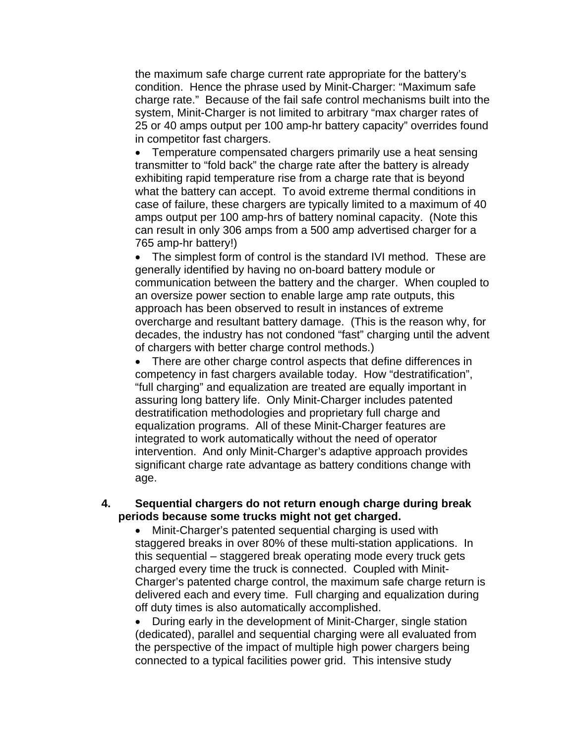the maximum safe charge current rate appropriate for the battery's condition. Hence the phrase used by Minit-Charger: "Maximum safe charge rate." Because of the fail safe control mechanisms built into the system, Minit-Charger is not limited to arbitrary "max charger rates of 25 or 40 amps output per 100 amp-hr battery capacity" overrides found in competitor fast chargers.

- Temperature compensated chargers primarily use a heat sensing transmitter to "fold back" the charge rate after the battery is already exhibiting rapid temperature rise from a charge rate that is beyond what the battery can accept. To avoid extreme thermal conditions in case of failure, these chargers are typically limited to a maximum of 40 amps output per 100 amp-hrs of battery nominal capacity. (Note this can result in only 306 amps from a 500 amp advertised charger for a 765 amp-hr battery!)
- The simplest form of control is the standard IVI method. These are generally identified by having no on-board battery module or communication between the battery and the charger. When coupled to an oversize power section to enable large amp rate outputs, this approach has been observed to result in instances of extreme overcharge and resultant battery damage. (This is the reason why, for decades, the industry has not condoned "fast" charging until the advent of chargers with better charge control methods.)
- There are other charge control aspects that define differences in competency in fast chargers available today. How "destratification", "full charging" and equalization are treated are equally important in assuring long battery life. Only Minit-Charger includes patented destratification methodologies and proprietary full charge and equalization programs. All of these Minit-Charger features are integrated to work automatically without the need of operator intervention. And only Minit-Charger's adaptive approach provides significant charge rate advantage as battery conditions change with age.

**4. Sequential chargers do not return enough charge during break periods because some trucks might not get charged.**

- Minit-Charger's patented sequential charging is used with staggered breaks in over 80% of these multi-station applications. In this sequential – staggered break operating mode every truck gets charged every time the truck is connected. Coupled with Minit-Charger's patented charge control, the maximum safe charge return is delivered each and every time. Full charging and equalization during off duty times is also automatically accomplished.
- During early in the development of Minit-Charger, single station (dedicated), parallel and sequential charging were all evaluated from the perspective of the impact of multiple high power chargers being connected to a typical facilities power grid. This intensive study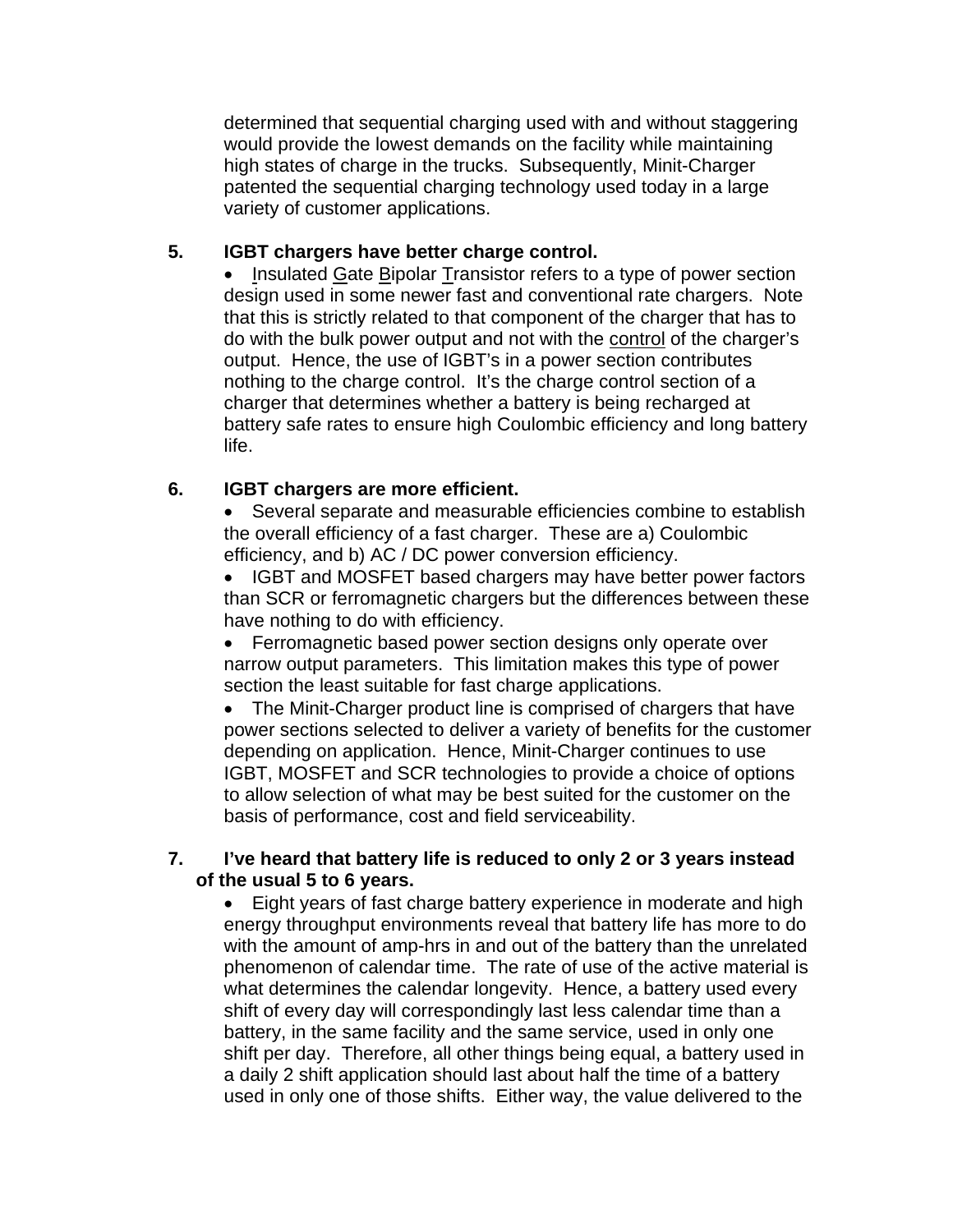determined that sequential charging used with and without staggering would provide the lowest demands on the facility while maintaining high states of charge in the trucks. Subsequently, Minit-Charger patented the sequential charging technology used today in a large variety of customer applications.

**5. IGBT chargers have better charge control.**

- Insulated Gate Bipolar Transistor refers to a type of power section design used in some newer fast and conventional rate chargers. Note that this is strictly related to that component of the charger that has to do with the bulk power output and not with the control of the charger's output. Hence, the use of IGBT's in a power section contributes nothing to the charge control. It's the charge control section of a charger that determines whether a battery is being recharged at battery safe rates to ensure high Coulombic efficiency and long battery life.

**6. IGBT chargers are more efficient.**

- Several separate and measurable efficiencies combine to establish the overall efficiency of a fast charger. These are a) Coulombic efficiency, and b) AC / DC power conversion efficiency.
- IGBT and MOSFET based chargers may have better power factors than SCR or ferromagnetic chargers but the differences between these have nothing to do with efficiency.
- Ferromagnetic based power section designs only operate over narrow output parameters. This limitation makes this type of power section the least suitable for fast charge applications.
- The Minit-Charger product line is comprised of chargers that have power sections selected to deliver a variety of benefits for the customer depending on application. Hence, Minit-Charger continues to use IGBT, MOSFET and SCR technologies to provide a choice of options to allow selection of what may be best suited for the customer on the basis of performance, cost and field serviceability.

**7. I've heard that battery life is reduced to only 2 or 3 years instead of the usual 5 to 6 years.**

- Eight years of fast charge battery experience in moderate and high energy throughput environments reveal that battery life has more to do with the amount of amp-hrs in and out of the battery than the unrelated phenomenon of calendar time. The rate of use of the active material is what determines the calendar longevity. Hence, a battery used every shift of every day will correspondingly last less calendar time than a battery, in the same facility and the same service, used in only one shift per day. Therefore, all other things being equal, a battery used in a daily 2 shift application should last about half the time of a battery used in only one of those shifts. Either way, the value delivered to the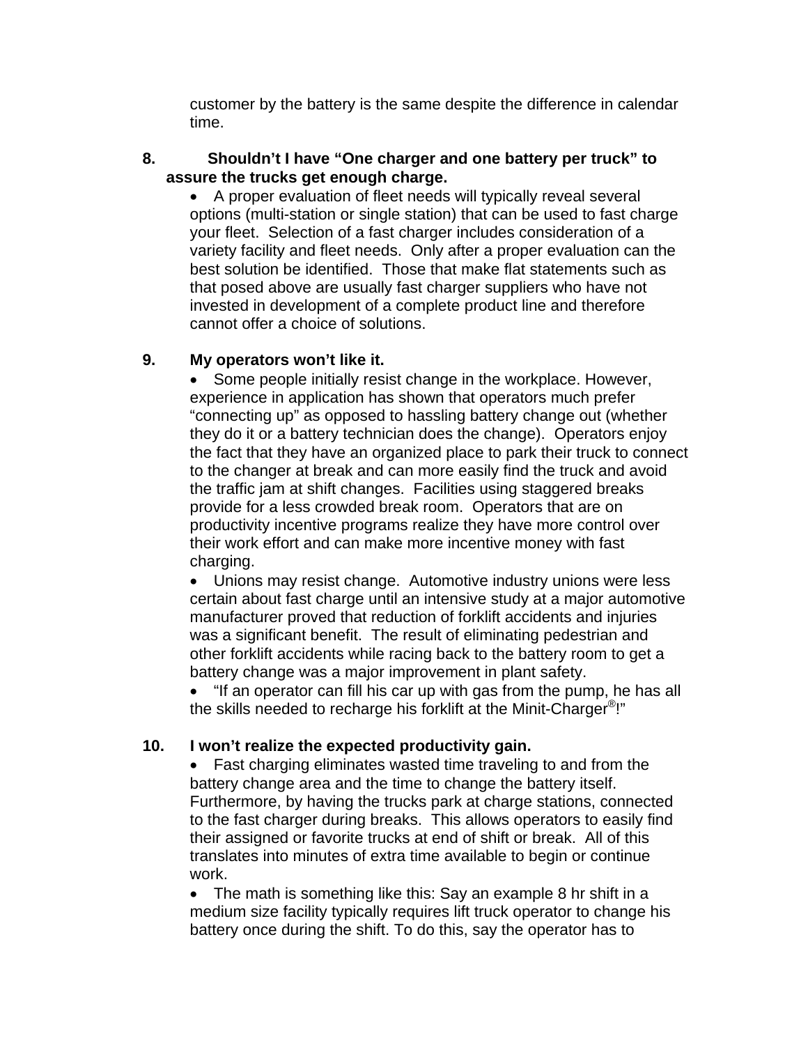customer by the battery is the same despite the difference in calendar time.

**8. Shouldn't I have "One charger and one battery per truck" to assure the trucks get enough charge.**

- A proper evaluation of fleet needs will typically reveal several options (multi-station or single station) that can be used to fast charge your fleet. Selection of a fast charger includes consideration of a variety facility and fleet needs. Only after a proper evaluation can the best solution be identified. Those that make flat statements such as that posed above are usually fast charger suppliers who have not invested in development of a complete product line and therefore cannot offer a choice of solutions.

**9. My operators won't like it.**

- Some people initially resist change in the workplace. However, experience in application has shown that operators much prefer "connecting up" as opposed to hassling battery change out (whether they do it or a battery technician does the change). Operators enjoy the fact that they have an organized place to park their truck to connect to the changer at break and can more easily find the truck and avoid the traffic jam at shift changes. Facilities using staggered breaks provide for a less crowded break room. Operators that are on productivity incentive programs realize they have more control over their work effort and can make more incentive money with fast charging.
- Unions may resist change. Automotive industry unions were less certain about fast charge until an intensive study at a major automotive manufacturer proved that reduction of forklift accidents and injuries was a significant benefit. The result of eliminating pedestrian and other forklift accidents while racing back to the battery room to get a battery change was a major improvement in plant safety.
- "If an operator can fill his car up with gas from the pump, he has all the skills needed to recharge his forklift at the Minit-Charger®!"

**10. I won't realize the expected productivity gain.**

- Fast charging eliminates wasted time traveling to and from the battery change area and the time to change the battery itself. Furthermore, by having the trucks park at charge stations, connected to the fast charger during breaks. This allows operators to easily find their assigned or favorite trucks at end of shift or break. All of this translates into minutes of extra time available to begin or continue work.
- The math is something like this: Say an example 8 hr shift in a medium size facility typically requires lift truck operator to change his battery once during the shift. To do this, say the operator has to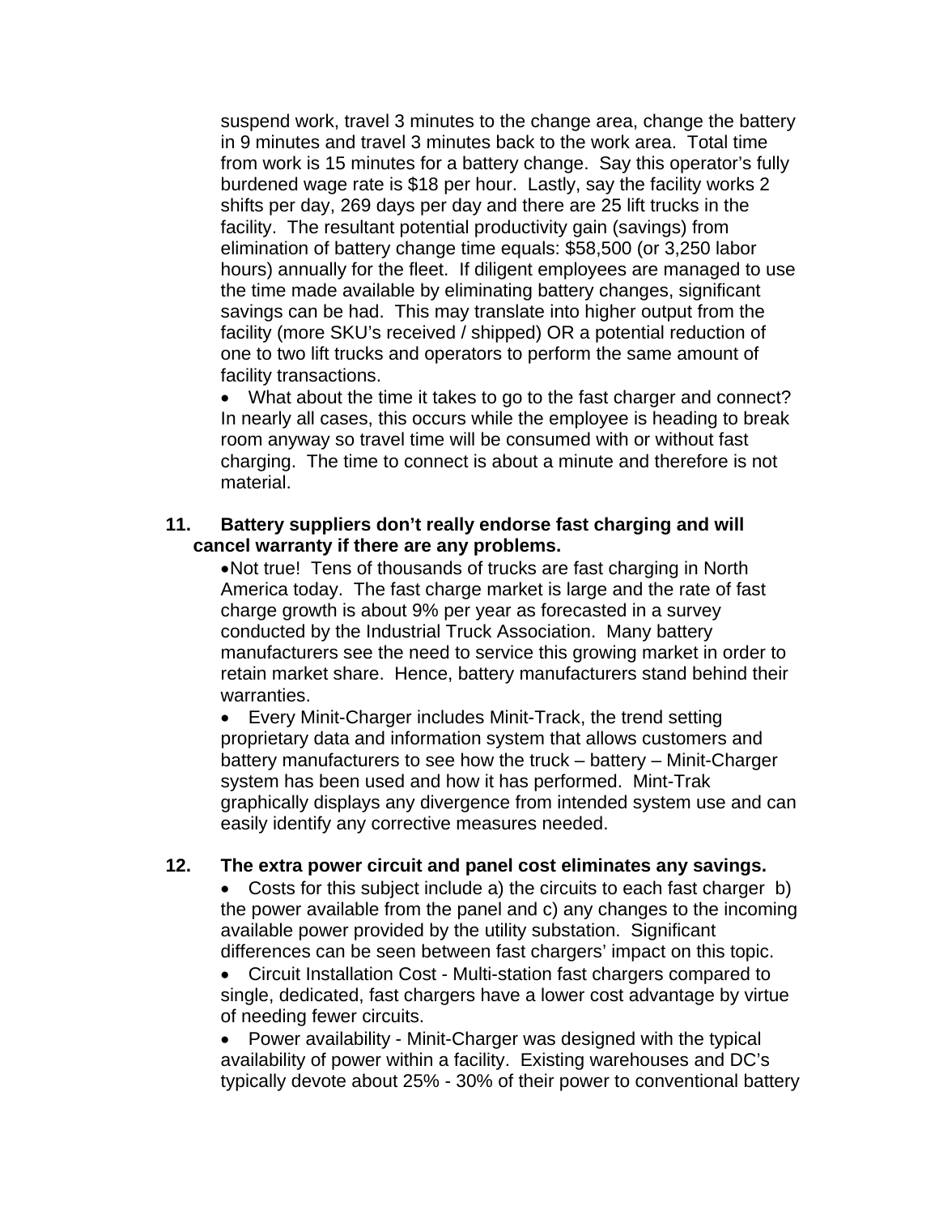suspend work, travel 3 minutes to the change area, change the battery in 9 minutes and travel 3 minutes back to the work area. Total time from work is 15 minutes for a battery change. Say this operator's fully burdened wage rate is $18 per hour. Lastly, say the facility works 2 shifts per day, 269 days per day and there are 25 lift trucks in the facility. The resultant potential productivity gain (savings) from elimination of battery change time equals: $58,500 (or 3,250 labor hours) annually for the fleet. If diligent employees are managed to use the time made available by eliminating battery changes, significant savings can be had. This may translate into higher output from the facility (more SKU's received / shipped) OR a potential reduction of one to two lift trucks and operators to perform the same amount of facility transactions.

- What about the time it takes to go to the fast charger and connect? In nearly all cases, this occurs while the employee is heading to break room anyway so travel time will be consumed with or without fast charging. The time to connect is about a minute and therefore is not material.

**11. Battery suppliers don't really endorse fast charging and will cancel warranty if there are any problems.**

- Not true! Tens of thousands of trucks are fast charging in North America today. The fast charge market is large and the rate of fast charge growth is about 9% per year as forecasted in a survey conducted by the Industrial Truck Association. Many battery manufacturers see the need to service this growing market in order to retain market share. Hence, battery manufacturers stand behind their warranties.
- Every Minit-Charger includes Minit-Track, the trend setting proprietary data and information system that allows customers and battery manufacturers to see how the truck – battery – Minit-Charger system has been used and how it has performed. Mint-Trak graphically displays any divergence from intended system use and can easily identify any corrective measures needed.

**12. The extra power circuit and panel cost eliminates any savings.**

- Costs for this subject include a) the circuits to each fast charger b) the power available from the panel and c) any changes to the incoming available power provided by the utility substation. Significant differences can be seen between fast chargers' impact on this topic.
- Circuit Installation Cost - Multi-station fast chargers compared to single, dedicated, fast chargers have a lower cost advantage by virtue of needing fewer circuits.
- Power availability - Minit-Charger was designed with the typical availability of power within a facility. Existing warehouses and DC's typically devote about 25% - 30% of their power to conventional battery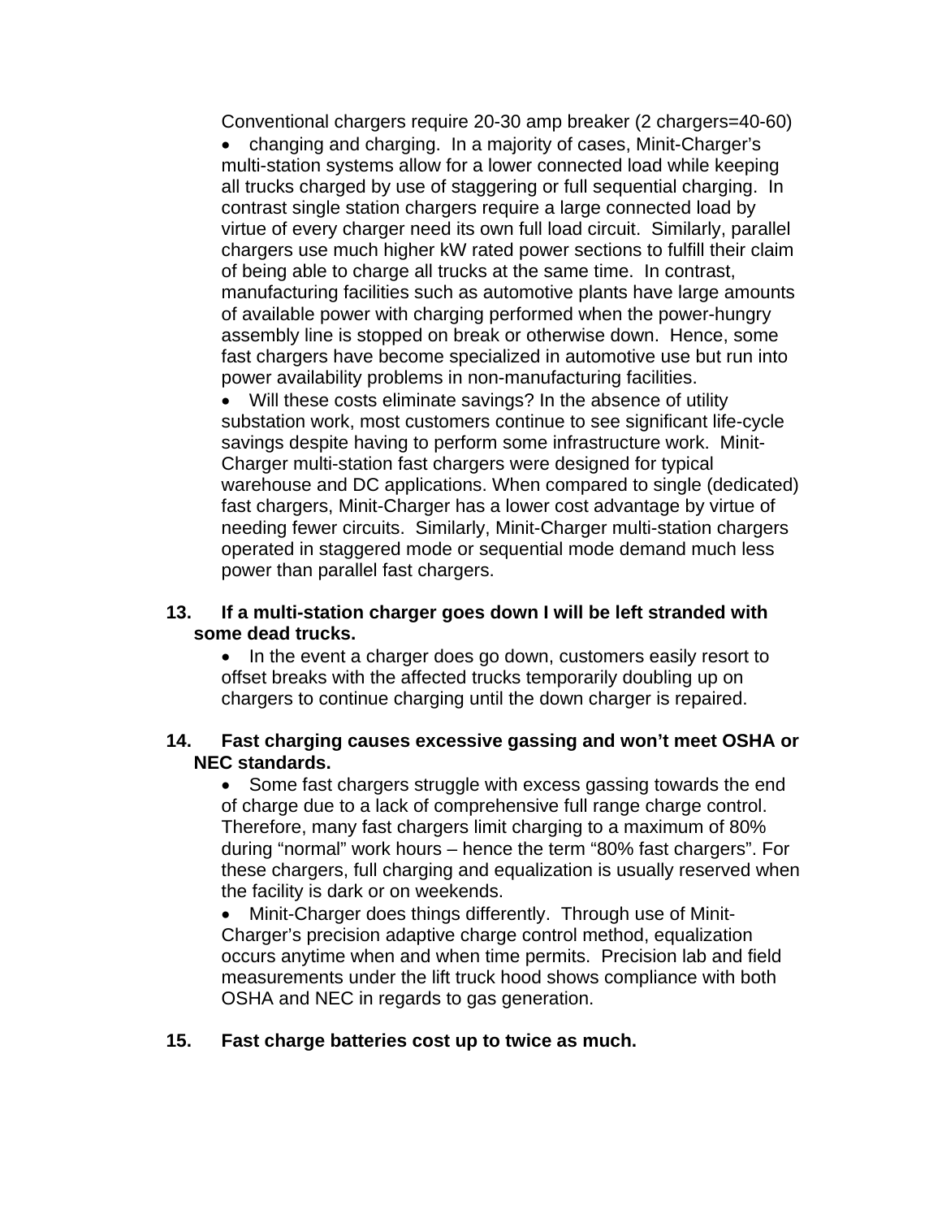Conventional chargers require 20-30 amp breaker (2 chargers=40-60)

- changing and charging. In a majority of cases, Minit-Charger's multi-station systems allow for a lower connected load while keeping all trucks charged by use of staggering or full sequential charging. In contrast single station chargers require a large connected load by virtue of every charger need its own full load circuit. Similarly, parallel chargers use much higher kW rated power sections to fulfill their claim of being able to charge all trucks at the same time. In contrast, manufacturing facilities such as automotive plants have large amounts of available power with charging performed when the power-hungry assembly line is stopped on break or otherwise down. Hence, some fast chargers have become specialized in automotive use but run into power availability problems in non-manufacturing facilities.
- Will these costs eliminate savings? In the absence of utility substation work, most customers continue to see significant life-cycle savings despite having to perform some infrastructure work. Minit-Charger multi-station fast chargers were designed for typical warehouse and DC applications. When compared to single (dedicated) fast chargers, Minit-Charger has a lower cost advantage by virtue of needing fewer circuits. Similarly, Minit-Charger multi-station chargers operated in staggered mode or sequential mode demand much less power than parallel fast chargers.

**13. If a multi-station charger goes down I will be left stranded with some dead trucks.**

- In the event a charger does go down, customers easily resort to offset breaks with the affected trucks temporarily doubling up on chargers to continue charging until the down charger is repaired.

**14. Fast charging causes excessive gassing and won't meet OSHA or NEC standards.**

- Some fast chargers struggle with excess gassing towards the end of charge due to a lack of comprehensive full range charge control. Therefore, many fast chargers limit charging to a maximum of 80% during "normal" work hours – hence the term "80% fast chargers". For these chargers, full charging and equalization is usually reserved when the facility is dark or on weekends.
- Minit-Charger does things differently. Through use of Minit-Charger's precision adaptive charge control method, equalization occurs anytime when and when time permits. Precision lab and field measurements under the lift truck hood shows compliance with both OSHA and NEC in regards to gas generation.

**15. Fast charge batteries cost up to twice as much.**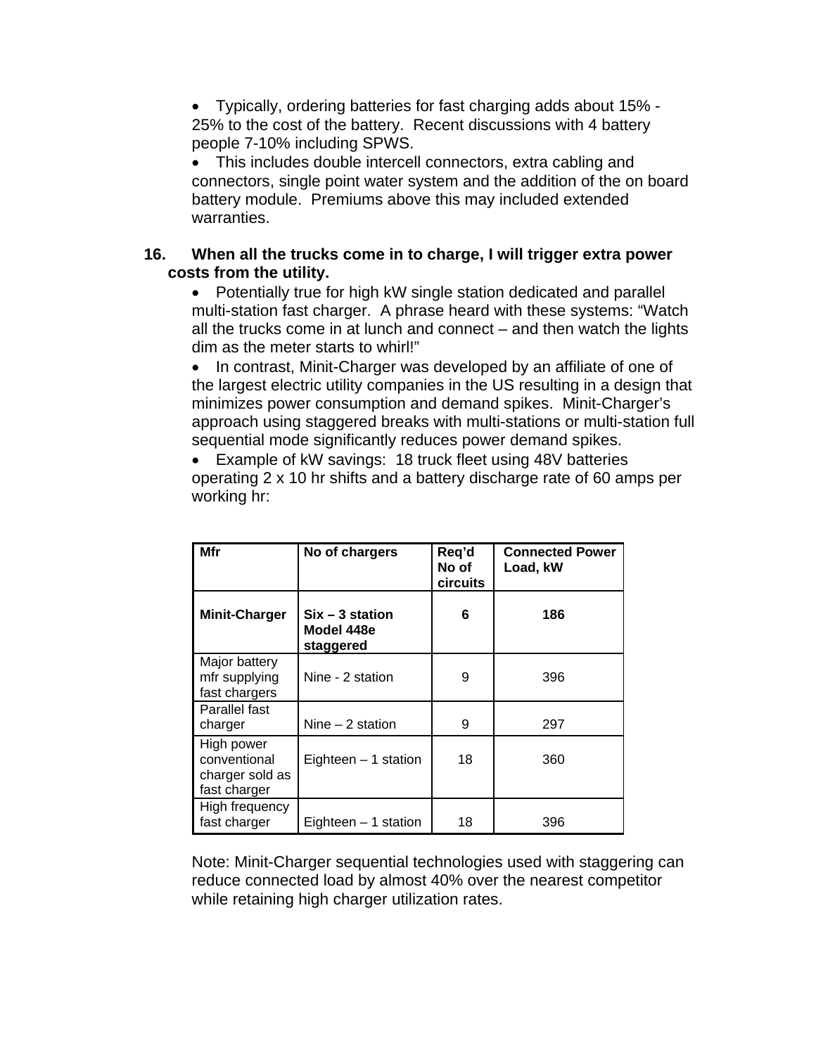- Typically, ordering batteries for fast charging adds about 15% - 25% to the cost of the battery. Recent discussions with 4 battery people 7-10% including SPWS.
- This includes double intercell connectors, extra cabling and connectors, single point water system and the addition of the on board battery module. Premiums above this may included extended warranties.

**16. When all the trucks come in to charge, I will trigger extra power costs from the utility.**

- Potentially true for high kW single station dedicated and parallel multi-station fast charger. A phrase heard with these systems: “Watch all the trucks come in at lunch and connect – and then watch the lights dim as the meter starts to whirl!”
- In contrast, Minit-Charger was developed by an affiliate of one of the largest electric utility companies in the US resulting in a design that minimizes power consumption and demand spikes. Minit-Charger’s approach using staggered breaks with multi-stations or multi-station full sequential mode significantly reduces power demand spikes.
- Example of kW savings: 18 truck fleet using 48V batteries operating 2 x 10 hr shifts and a battery discharge rate of 60 amps per working hr:

| Mfr | No of chargers | Req’d No of circuits | Connected Power Load, kW |
|---|---|---|---|
| **Minit-Charger** | **Six – 3 station Model 448e staggered** | **6** | **186** |
| Major battery mfr supplying fast chargers | Nine - 2 station | 9 | 396 |
| Parallel fast charger | Nine – 2 station | 9 | 297 |
| High power conventional charger sold as fast charger | Eighteen – 1 station | 18 | 360 |
| High frequency fast charger | Eighteen – 1 station | 18 | 396 |

Note: Minit-Charger sequential technologies used with staggering can reduce connected load by almost 40% over the nearest competitor while retaining high charger utilization rates.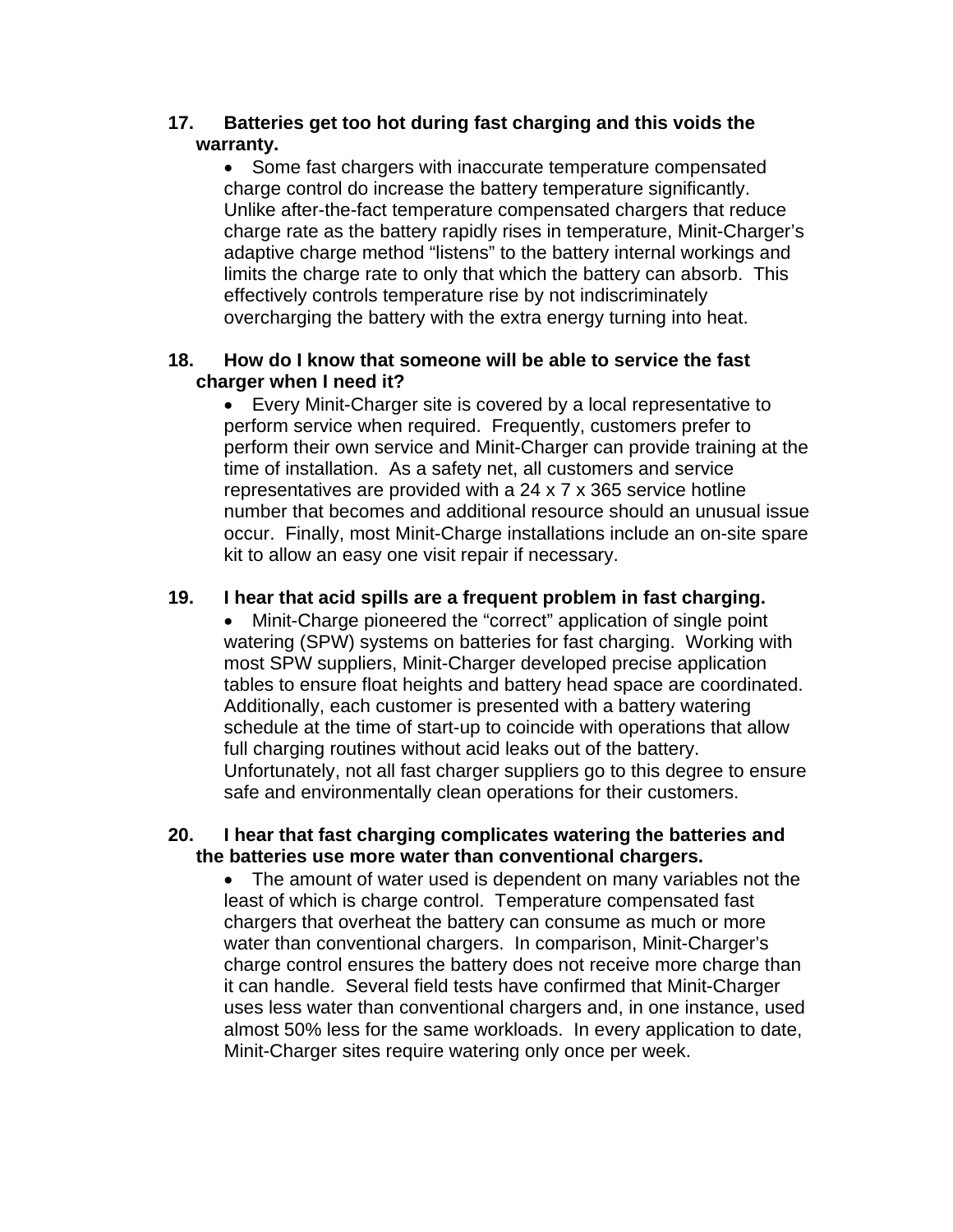**17. Batteries get too hot during fast charging and this voids the warranty.**

- Some fast chargers with inaccurate temperature compensated charge control do increase the battery temperature significantly. Unlike after-the-fact temperature compensated chargers that reduce charge rate as the battery rapidly rises in temperature, Minit-Charger's adaptive charge method "listens" to the battery internal workings and limits the charge rate to only that which the battery can absorb. This effectively controls temperature rise by not indiscriminately overcharging the battery with the extra energy turning into heat.

**18. How do I know that someone will be able to service the fast charger when I need it?**

- Every Minit-Charger site is covered by a local representative to perform service when required. Frequently, customers prefer to perform their own service and Minit-Charger can provide training at the time of installation. As a safety net, all customers and service representatives are provided with a 24 x 7 x 365 service hotline number that becomes and additional resource should an unusual issue occur. Finally, most Minit-Charge installations include an on-site spare kit to allow an easy one visit repair if necessary.

**19. I hear that acid spills are a frequent problem in fast charging.**

- Minit-Charge pioneered the "correct" application of single point watering (SPW) systems on batteries for fast charging. Working with most SPW suppliers, Minit-Charger developed precise application tables to ensure float heights and battery head space are coordinated. Additionally, each customer is presented with a battery watering schedule at the time of start-up to coincide with operations that allow full charging routines without acid leaks out of the battery. Unfortunately, not all fast charger suppliers go to this degree to ensure safe and environmentally clean operations for their customers.

**20. I hear that fast charging complicates watering the batteries and the batteries use more water than conventional chargers.**

- The amount of water used is dependent on many variables not the least of which is charge control. Temperature compensated fast chargers that overheat the battery can consume as much or more water than conventional chargers. In comparison, Minit-Charger's charge control ensures the battery does not receive more charge than it can handle. Several field tests have confirmed that Minit-Charger uses less water than conventional chargers and, in one instance, used almost 50% less for the same workloads. In every application to date, Minit-Charger sites require watering only once per week.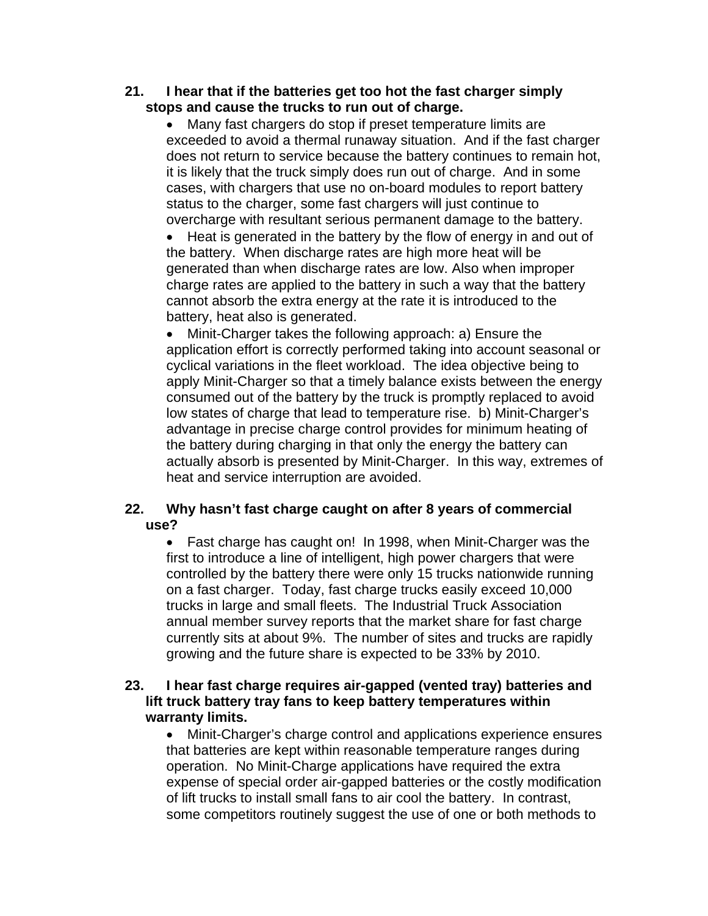**21. I hear that if the batteries get too hot the fast charger simply stops and cause the trucks to run out of charge.**

- Many fast chargers do stop if preset temperature limits are exceeded to avoid a thermal runaway situation. And if the fast charger does not return to service because the battery continues to remain hot, it is likely that the truck simply does run out of charge. And in some cases, with chargers that use no on-board modules to report battery status to the charger, some fast chargers will just continue to overcharge with resultant serious permanent damage to the battery.
- Heat is generated in the battery by the flow of energy in and out of the battery. When discharge rates are high more heat will be generated than when discharge rates are low. Also when improper charge rates are applied to the battery in such a way that the battery cannot absorb the extra energy at the rate it is introduced to the battery, heat also is generated.
- Minit-Charger takes the following approach: a) Ensure the application effort is correctly performed taking into account seasonal or cyclical variations in the fleet workload. The idea objective being to apply Minit-Charger so that a timely balance exists between the energy consumed out of the battery by the truck is promptly replaced to avoid low states of charge that lead to temperature rise. b) Minit-Charger's advantage in precise charge control provides for minimum heating of the battery during charging in that only the energy the battery can actually absorb is presented by Minit-Charger. In this way, extremes of heat and service interruption are avoided.

**22. Why hasn't fast charge caught on after 8 years of commercial use?**

- Fast charge has caught on! In 1998, when Minit-Charger was the first to introduce a line of intelligent, high power chargers that were controlled by the battery there were only 15 trucks nationwide running on a fast charger. Today, fast charge trucks easily exceed 10,000 trucks in large and small fleets. The Industrial Truck Association annual member survey reports that the market share for fast charge currently sits at about 9%. The number of sites and trucks are rapidly growing and the future share is expected to be 33% by 2010.

**23. I hear fast charge requires air-gapped (vented tray) batteries and lift truck battery tray fans to keep battery temperatures within warranty limits.**

- Minit-Charger's charge control and applications experience ensures that batteries are kept within reasonable temperature ranges during operation. No Minit-Charge applications have required the extra expense of special order air-gapped batteries or the costly modification of lift trucks to install small fans to air cool the battery. In contrast, some competitors routinely suggest the use of one or both methods to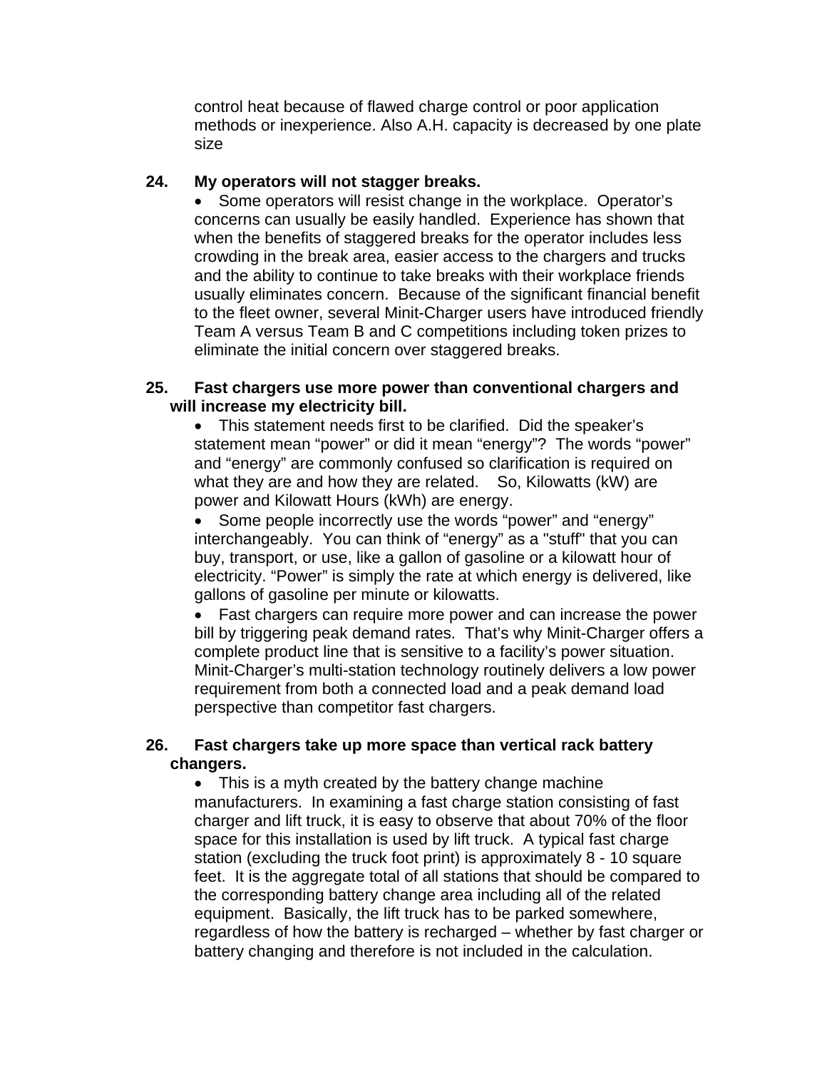control heat because of flawed charge control or poor application methods or inexperience. Also A.H. capacity is decreased by one plate size

**24. My operators will not stagger breaks.**

- Some operators will resist change in the workplace. Operator's concerns can usually be easily handled. Experience has shown that when the benefits of staggered breaks for the operator includes less crowding in the break area, easier access to the chargers and trucks and the ability to continue to take breaks with their workplace friends usually eliminates concern. Because of the significant financial benefit to the fleet owner, several Minit-Charger users have introduced friendly Team A versus Team B and C competitions including token prizes to eliminate the initial concern over staggered breaks.

**25. Fast chargers use more power than conventional chargers and will increase my electricity bill.**

- This statement needs first to be clarified. Did the speaker's statement mean "power" or did it mean "energy"? The words "power" and "energy" are commonly confused so clarification is required on what they are and how they are related. So, Kilowatts (kW) are power and Kilowatt Hours (kWh) are energy.
- Some people incorrectly use the words "power" and "energy" interchangeably. You can think of "energy" as a "stuff" that you can buy, transport, or use, like a gallon of gasoline or a kilowatt hour of electricity. "Power" is simply the rate at which energy is delivered, like gallons of gasoline per minute or kilowatts.
- Fast chargers can require more power and can increase the power bill by triggering peak demand rates. That's why Minit-Charger offers a complete product line that is sensitive to a facility's power situation. Minit-Charger's multi-station technology routinely delivers a low power requirement from both a connected load and a peak demand load perspective than competitor fast chargers.

**26. Fast chargers take up more space than vertical rack battery changers.**

- This is a myth created by the battery change machine manufacturers. In examining a fast charge station consisting of fast charger and lift truck, it is easy to observe that about 70% of the floor space for this installation is used by lift truck. A typical fast charge station (excluding the truck foot print) is approximately 8 - 10 square feet. It is the aggregate total of all stations that should be compared to the corresponding battery change area including all of the related equipment. Basically, the lift truck has to be parked somewhere, regardless of how the battery is recharged – whether by fast charger or battery changing and therefore is not included in the calculation.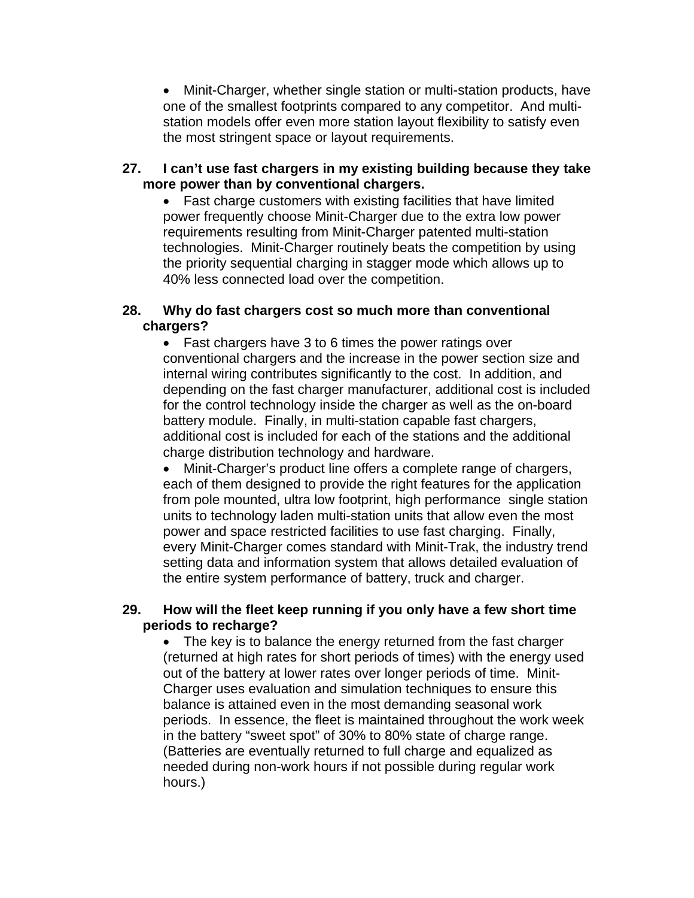- Minit-Charger, whether single station or multi-station products, have one of the smallest footprints compared to any competitor. And multi-station models offer even more station layout flexibility to satisfy even the most stringent space or layout requirements.

**27. I can't use fast chargers in my existing building because they take more power than by conventional chargers.**

- Fast charge customers with existing facilities that have limited power frequently choose Minit-Charger due to the extra low power requirements resulting from Minit-Charger patented multi-station technologies. Minit-Charger routinely beats the competition by using the priority sequential charging in stagger mode which allows up to 40% less connected load over the competition.

**28. Why do fast chargers cost so much more than conventional chargers?**

- Fast chargers have 3 to 6 times the power ratings over conventional chargers and the increase in the power section size and internal wiring contributes significantly to the cost. In addition, and depending on the fast charger manufacturer, additional cost is included for the control technology inside the charger as well as the on-board battery module. Finally, in multi-station capable fast chargers, additional cost is included for each of the stations and the additional charge distribution technology and hardware.
- Minit-Charger's product line offers a complete range of chargers, each of them designed to provide the right features for the application from pole mounted, ultra low footprint, high performance single station units to technology laden multi-station units that allow even the most power and space restricted facilities to use fast charging. Finally, every Minit-Charger comes standard with Minit-Trak, the industry trend setting data and information system that allows detailed evaluation of the entire system performance of battery, truck and charger.

**29. How will the fleet keep running if you only have a few short time periods to recharge?**

- The key is to balance the energy returned from the fast charger (returned at high rates for short periods of times) with the energy used out of the battery at lower rates over longer periods of time. Minit-Charger uses evaluation and simulation techniques to ensure this balance is attained even in the most demanding seasonal work periods. In essence, the fleet is maintained throughout the work week in the battery "sweet spot" of 30% to 80% state of charge range. (Batteries are eventually returned to full charge and equalized as needed during non-work hours if not possible during regular work hours.)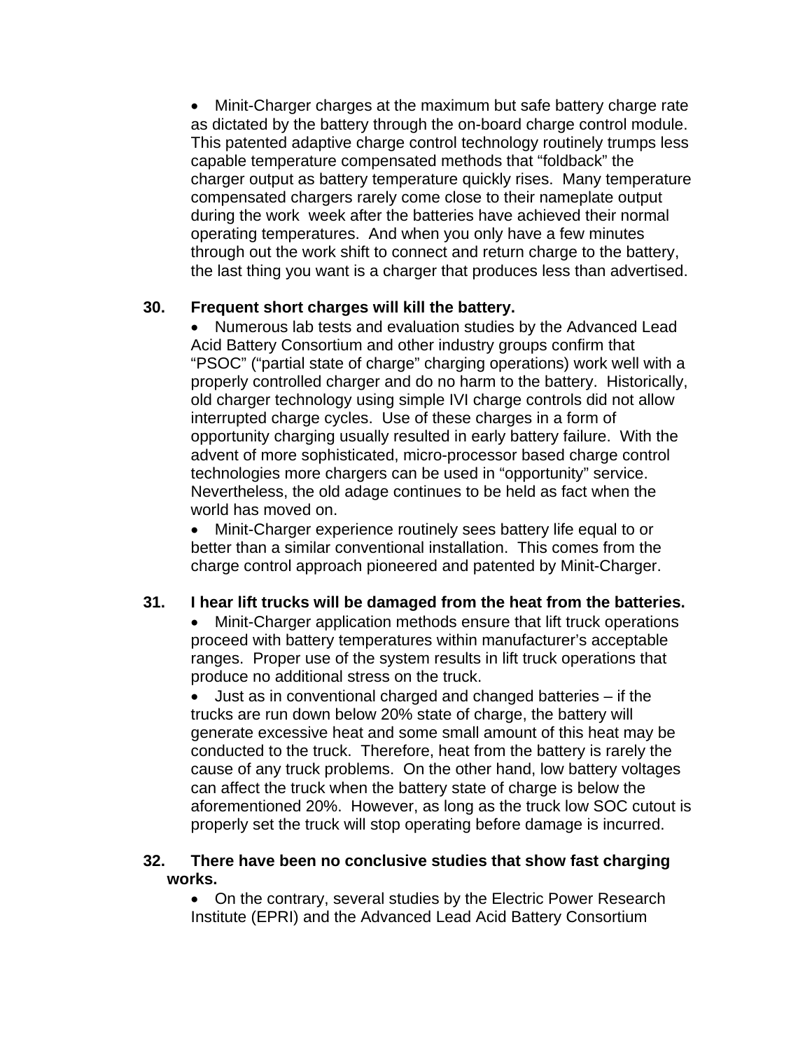- Minit-Charger charges at the maximum but safe battery charge rate as dictated by the battery through the on-board charge control module. This patented adaptive charge control technology routinely trumps less capable temperature compensated methods that “foldback” the charger output as battery temperature quickly rises. Many temperature compensated chargers rarely come close to their nameplate output during the work week after the batteries have achieved their normal operating temperatures. And when you only have a few minutes through out the work shift to connect and return charge to the battery, the last thing you want is a charger that produces less than advertised.

**30. Frequent short charges will kill the battery.**

- Numerous lab tests and evaluation studies by the Advanced Lead Acid Battery Consortium and other industry groups confirm that “PSOC” (“partial state of charge” charging operations) work well with a properly controlled charger and do no harm to the battery. Historically, old charger technology using simple IVI charge controls did not allow interrupted charge cycles. Use of these charges in a form of opportunity charging usually resulted in early battery failure. With the advent of more sophisticated, micro-processor based charge control technologies more chargers can be used in “opportunity” service. Nevertheless, the old adage continues to be held as fact when the world has moved on.
- Minit-Charger experience routinely sees battery life equal to or better than a similar conventional installation. This comes from the charge control approach pioneered and patented by Minit-Charger.

**31. I hear lift trucks will be damaged from the heat from the batteries.**

- Minit-Charger application methods ensure that lift truck operations proceed with battery temperatures within manufacturer’s acceptable ranges. Proper use of the system results in lift truck operations that produce no additional stress on the truck.
- Just as in conventional charged and changed batteries – if the trucks are run down below 20% state of charge, the battery will generate excessive heat and some small amount of this heat may be conducted to the truck. Therefore, heat from the battery is rarely the cause of any truck problems. On the other hand, low battery voltages can affect the truck when the battery state of charge is below the aforementioned 20%. However, as long as the truck low SOC cutout is properly set the truck will stop operating before damage is incurred.

**32. There have been no conclusive studies that show fast charging works.**

- On the contrary, several studies by the Electric Power Research Institute (EPRI) and the Advanced Lead Acid Battery Consortium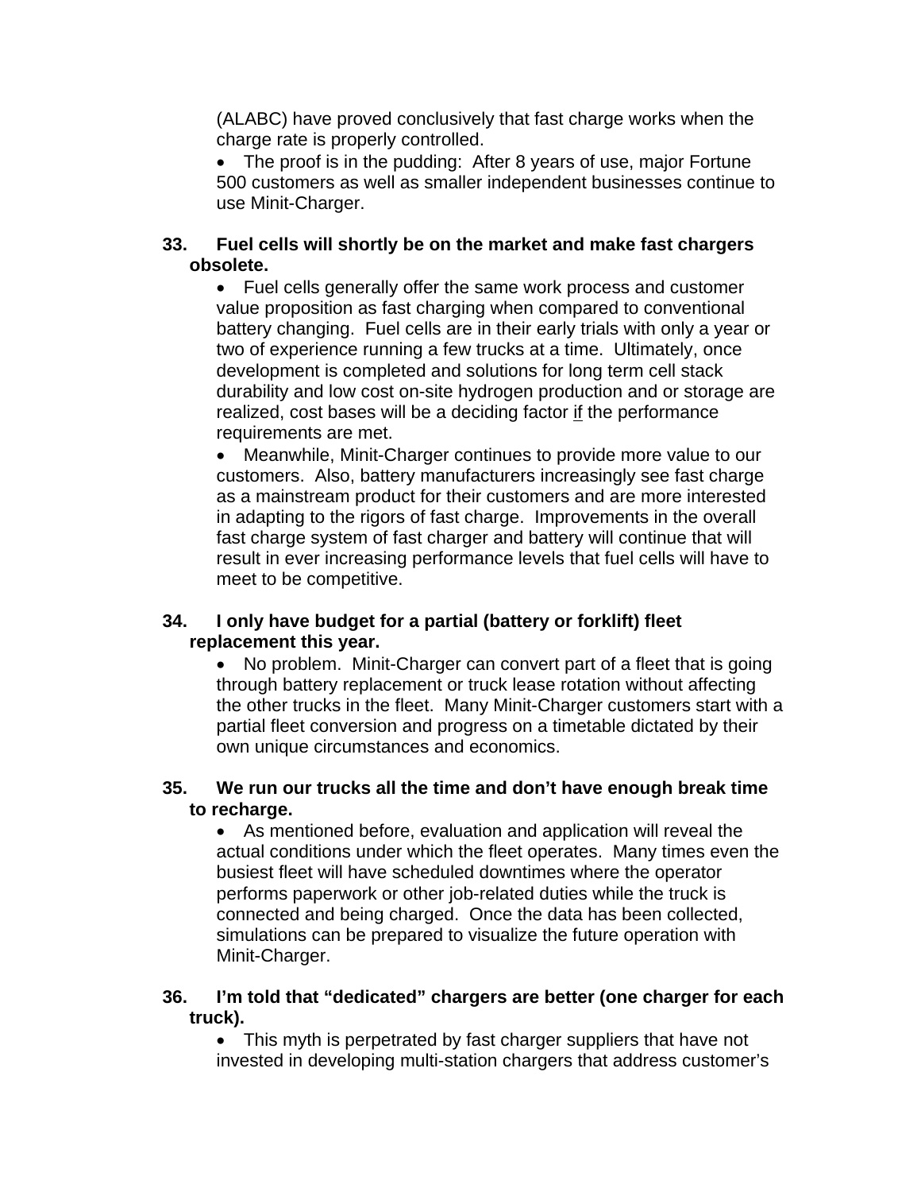(ALABC) have proved conclusively that fast charge works when the charge rate is properly controlled.

- The proof is in the pudding: After 8 years of use, major Fortune 500 customers as well as smaller independent businesses continue to use Minit-Charger.

**33. Fuel cells will shortly be on the market and make fast chargers obsolete.**

- Fuel cells generally offer the same work process and customer value proposition as fast charging when compared to conventional battery changing. Fuel cells are in their early trials with only a year or two of experience running a few trucks at a time. Ultimately, once development is completed and solutions for long term cell stack durability and low cost on-site hydrogen production and or storage are realized, cost bases will be a deciding factor <u>if</u> the performance requirements are met.
- Meanwhile, Minit-Charger continues to provide more value to our customers. Also, battery manufacturers increasingly see fast charge as a mainstream product for their customers and are more interested in adapting to the rigors of fast charge. Improvements in the overall fast charge system of fast charger and battery will continue that will result in ever increasing performance levels that fuel cells will have to meet to be competitive.

**34. I only have budget for a partial (battery or forklift) fleet replacement this year.**

- No problem. Minit-Charger can convert part of a fleet that is going through battery replacement or truck lease rotation without affecting the other trucks in the fleet. Many Minit-Charger customers start with a partial fleet conversion and progress on a timetable dictated by their own unique circumstances and economics.

**35. We run our trucks all the time and don't have enough break time to recharge.**

- As mentioned before, evaluation and application will reveal the actual conditions under which the fleet operates. Many times even the busiest fleet will have scheduled downtimes where the operator performs paperwork or other job-related duties while the truck is connected and being charged. Once the data has been collected, simulations can be prepared to visualize the future operation with Minit-Charger.

**36. I'm told that "dedicated" chargers are better (one charger for each truck).**

- This myth is perpetrated by fast charger suppliers that have not invested in developing multi-station chargers that address customer's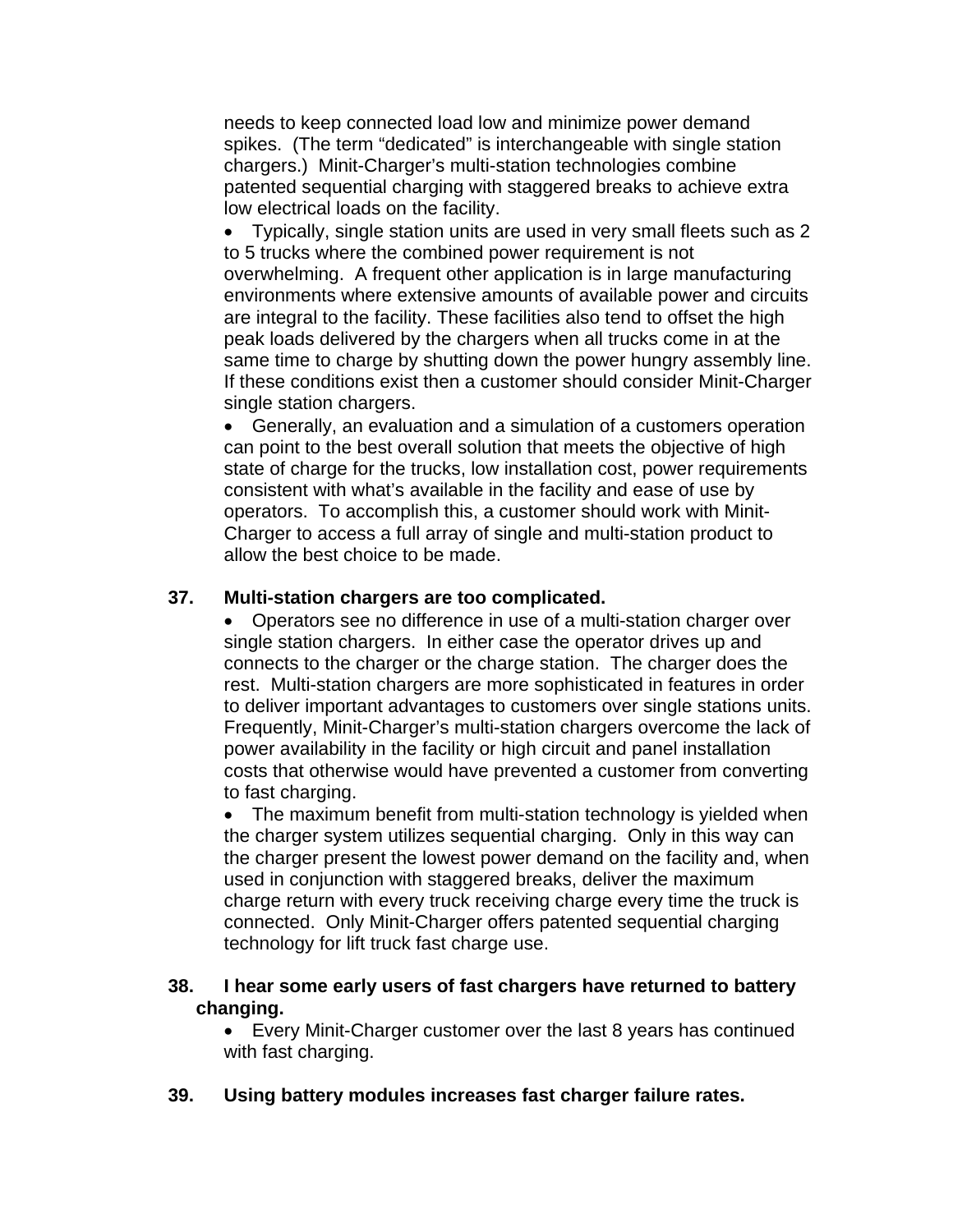needs to keep connected load low and minimize power demand spikes. (The term "dedicated" is interchangeable with single station chargers.) Minit-Charger's multi-station technologies combine patented sequential charging with staggered breaks to achieve extra low electrical loads on the facility.

- Typically, single station units are used in very small fleets such as 2 to 5 trucks where the combined power requirement is not overwhelming. A frequent other application is in large manufacturing environments where extensive amounts of available power and circuits are integral to the facility. These facilities also tend to offset the high peak loads delivered by the chargers when all trucks come in at the same time to charge by shutting down the power hungry assembly line. If these conditions exist then a customer should consider Minit-Charger single station chargers.
- Generally, an evaluation and a simulation of a customers operation can point to the best overall solution that meets the objective of high state of charge for the trucks, low installation cost, power requirements consistent with what's available in the facility and ease of use by operators. To accomplish this, a customer should work with Minit-Charger to access a full array of single and multi-station product to allow the best choice to be made.

**37. Multi-station chargers are too complicated.**

- Operators see no difference in use of a multi-station charger over single station chargers. In either case the operator drives up and connects to the charger or the charge station. The charger does the rest. Multi-station chargers are more sophisticated in features in order to deliver important advantages to customers over single stations units. Frequently, Minit-Charger's multi-station chargers overcome the lack of power availability in the facility or high circuit and panel installation costs that otherwise would have prevented a customer from converting to fast charging.
- The maximum benefit from multi-station technology is yielded when the charger system utilizes sequential charging. Only in this way can the charger present the lowest power demand on the facility and, when used in conjunction with staggered breaks, deliver the maximum charge return with every truck receiving charge every time the truck is connected. Only Minit-Charger offers patented sequential charging technology for lift truck fast charge use.

**38. I hear some early users of fast chargers have returned to battery changing.**

- Every Minit-Charger customer over the last 8 years has continued with fast charging.

**39. Using battery modules increases fast charger failure rates.**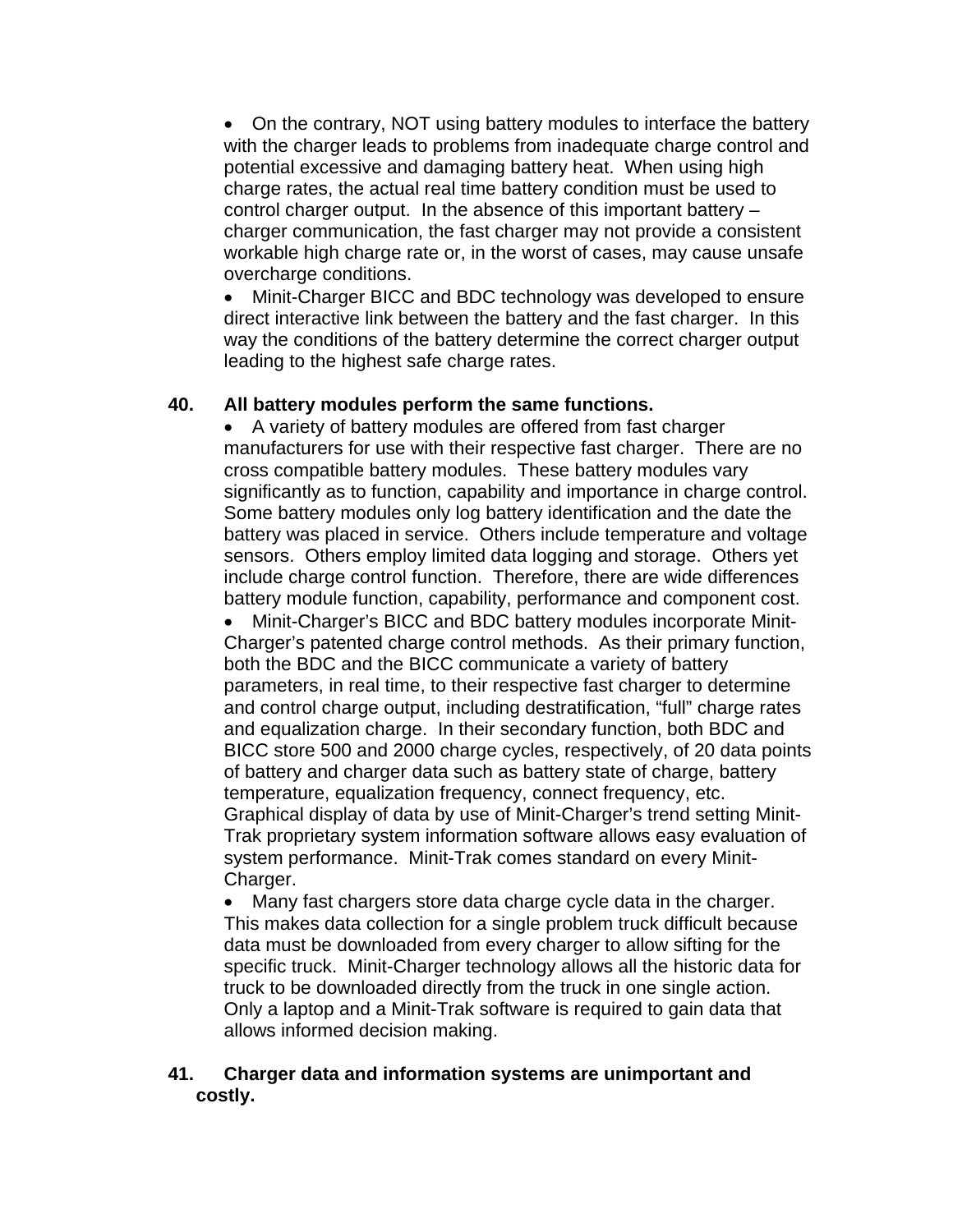- On the contrary, NOT using battery modules to interface the battery with the charger leads to problems from inadequate charge control and potential excessive and damaging battery heat. When using high charge rates, the actual real time battery condition must be used to control charger output. In the absence of this important battery – charger communication, the fast charger may not provide a consistent workable high charge rate or, in the worst of cases, may cause unsafe overcharge conditions.
- Minit-Charger BICC and BDC technology was developed to ensure direct interactive link between the battery and the fast charger. In this way the conditions of the battery determine the correct charger output leading to the highest safe charge rates.

**40. All battery modules perform the same functions.**

- A variety of battery modules are offered from fast charger manufacturers for use with their respective fast charger. There are no cross compatible battery modules. These battery modules vary significantly as to function, capability and importance in charge control. Some battery modules only log battery identification and the date the battery was placed in service. Others include temperature and voltage sensors. Others employ limited data logging and storage. Others yet include charge control function. Therefore, there are wide differences battery module function, capability, performance and component cost.
- Minit-Charger's BICC and BDC battery modules incorporate Minit-Charger's patented charge control methods. As their primary function, both the BDC and the BICC communicate a variety of battery parameters, in real time, to their respective fast charger to determine and control charge output, including destratification, "full" charge rates and equalization charge. In their secondary function, both BDC and BICC store 500 and 2000 charge cycles, respectively, of 20 data points of battery and charger data such as battery state of charge, battery temperature, equalization frequency, connect frequency, etc. Graphical display of data by use of Minit-Charger's trend setting Minit-Trak proprietary system information software allows easy evaluation of system performance. Minit-Trak comes standard on every Minit-Charger.
- Many fast chargers store data charge cycle data in the charger. This makes data collection for a single problem truck difficult because data must be downloaded from every charger to allow sifting for the specific truck. Minit-Charger technology allows all the historic data for truck to be downloaded directly from the truck in one single action. Only a laptop and a Minit-Trak software is required to gain data that allows informed decision making.

**41. Charger data and information systems are unimportant and costly.**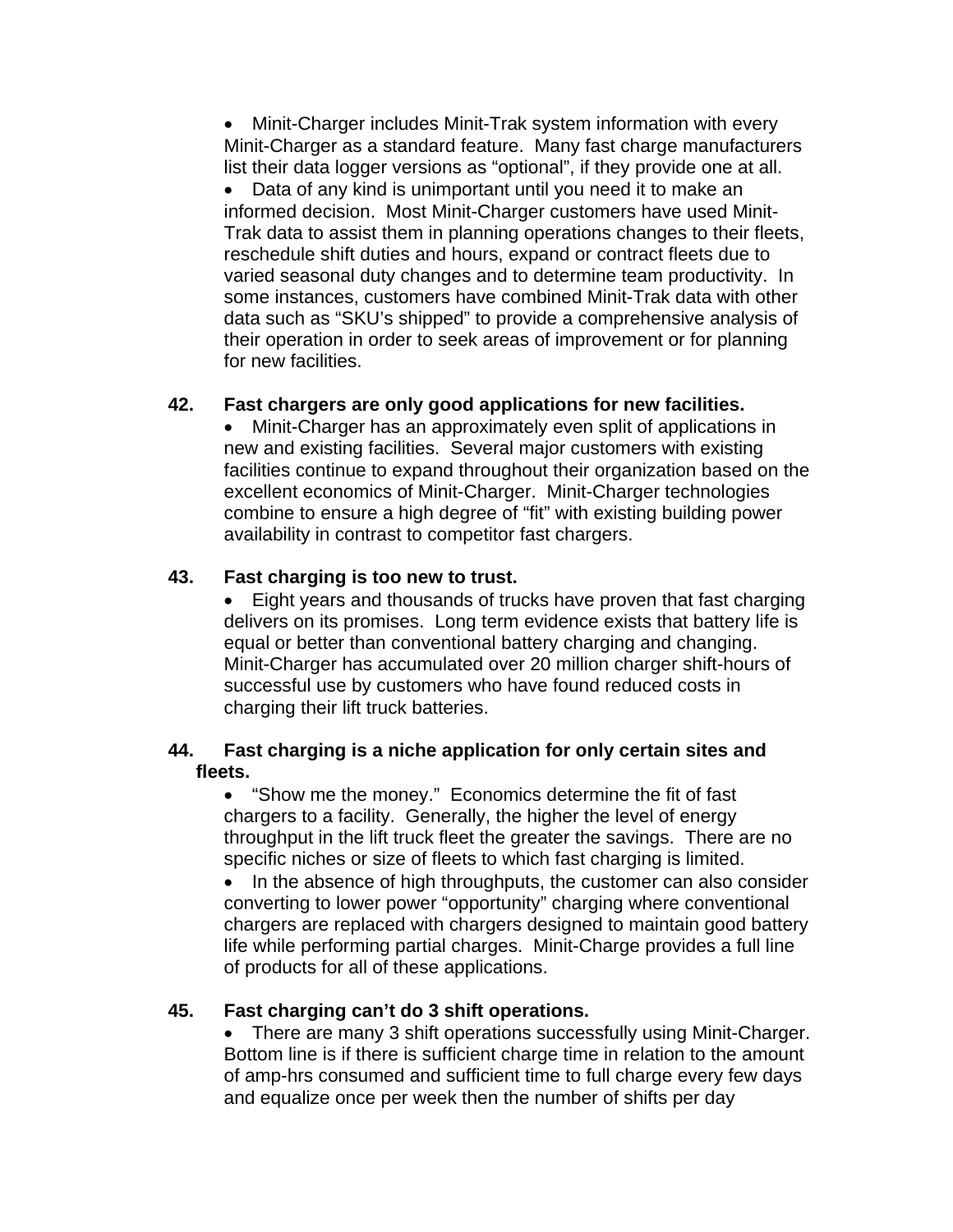- Minit-Charger includes Minit-Trak system information with every Minit-Charger as a standard feature. Many fast charge manufacturers list their data logger versions as "optional", if they provide one at all.
- Data of any kind is unimportant until you need it to make an informed decision. Most Minit-Charger customers have used Minit-Trak data to assist them in planning operations changes to their fleets, reschedule shift duties and hours, expand or contract fleets due to varied seasonal duty changes and to determine team productivity. In some instances, customers have combined Minit-Trak data with other data such as "SKU's shipped" to provide a comprehensive analysis of their operation in order to seek areas of improvement or for planning for new facilities.

**42. Fast chargers are only good applications for new facilities.**

- Minit-Charger has an approximately even split of applications in new and existing facilities. Several major customers with existing facilities continue to expand throughout their organization based on the excellent economics of Minit-Charger. Minit-Charger technologies combine to ensure a high degree of "fit" with existing building power availability in contrast to competitor fast chargers.

**43. Fast charging is too new to trust.**

- Eight years and thousands of trucks have proven that fast charging delivers on its promises. Long term evidence exists that battery life is equal or better than conventional battery charging and changing. Minit-Charger has accumulated over 20 million charger shift-hours of successful use by customers who have found reduced costs in charging their lift truck batteries.

**44. Fast charging is a niche application for only certain sites and fleets.**

- "Show me the money." Economics determine the fit of fast chargers to a facility. Generally, the higher the level of energy throughput in the lift truck fleet the greater the savings. There are no specific niches or size of fleets to which fast charging is limited.
- In the absence of high throughputs, the customer can also consider converting to lower power "opportunity" charging where conventional chargers are replaced with chargers designed to maintain good battery life while performing partial charges. Minit-Charge provides a full line of products for all of these applications.

**45. Fast charging can't do 3 shift operations.**

- There are many 3 shift operations successfully using Minit-Charger. Bottom line is if there is sufficient charge time in relation to the amount of amp-hrs consumed and sufficient time to full charge every few days and equalize once per week then the number of shifts per day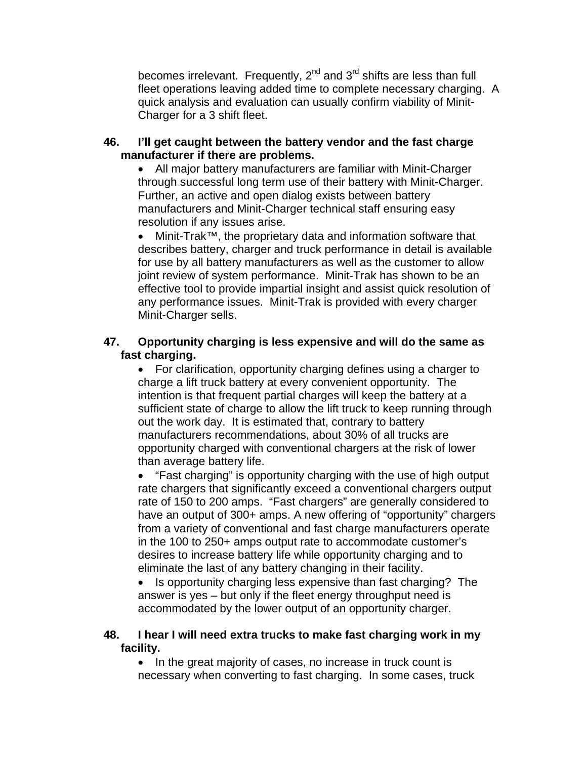becomes irrelevant. Frequently, 2nd and 3rd shifts are less than full fleet operations leaving added time to complete necessary charging. A quick analysis and evaluation can usually confirm viability of Minit-Charger for a 3 shift fleet.

**46. I'll get caught between the battery vendor and the fast charge manufacturer if there are problems.**

- All major battery manufacturers are familiar with Minit-Charger through successful long term use of their battery with Minit-Charger. Further, an active and open dialog exists between battery manufacturers and Minit-Charger technical staff ensuring easy resolution if any issues arise.
- Minit-Trak™, the proprietary data and information software that describes battery, charger and truck performance in detail is available for use by all battery manufacturers as well as the customer to allow joint review of system performance. Minit-Trak has shown to be an effective tool to provide impartial insight and assist quick resolution of any performance issues. Minit-Trak is provided with every charger Minit-Charger sells.

**47. Opportunity charging is less expensive and will do the same as fast charging.**

- For clarification, opportunity charging defines using a charger to charge a lift truck battery at every convenient opportunity. The intention is that frequent partial charges will keep the battery at a sufficient state of charge to allow the lift truck to keep running through out the work day. It is estimated that, contrary to battery manufacturers recommendations, about 30% of all trucks are opportunity charged with conventional chargers at the risk of lower than average battery life.
- "Fast charging" is opportunity charging with the use of high output rate chargers that significantly exceed a conventional chargers output rate of 150 to 200 amps. "Fast chargers" are generally considered to have an output of 300+ amps. A new offering of "opportunity" chargers from a variety of conventional and fast charge manufacturers operate in the 100 to 250+ amps output rate to accommodate customer's desires to increase battery life while opportunity charging and to eliminate the last of any battery changing in their facility.
- Is opportunity charging less expensive than fast charging? The answer is yes – but only if the fleet energy throughput need is accommodated by the lower output of an opportunity charger.

**48. I hear I will need extra trucks to make fast charging work in my facility.**

- In the great majority of cases, no increase in truck count is necessary when converting to fast charging. In some cases, truck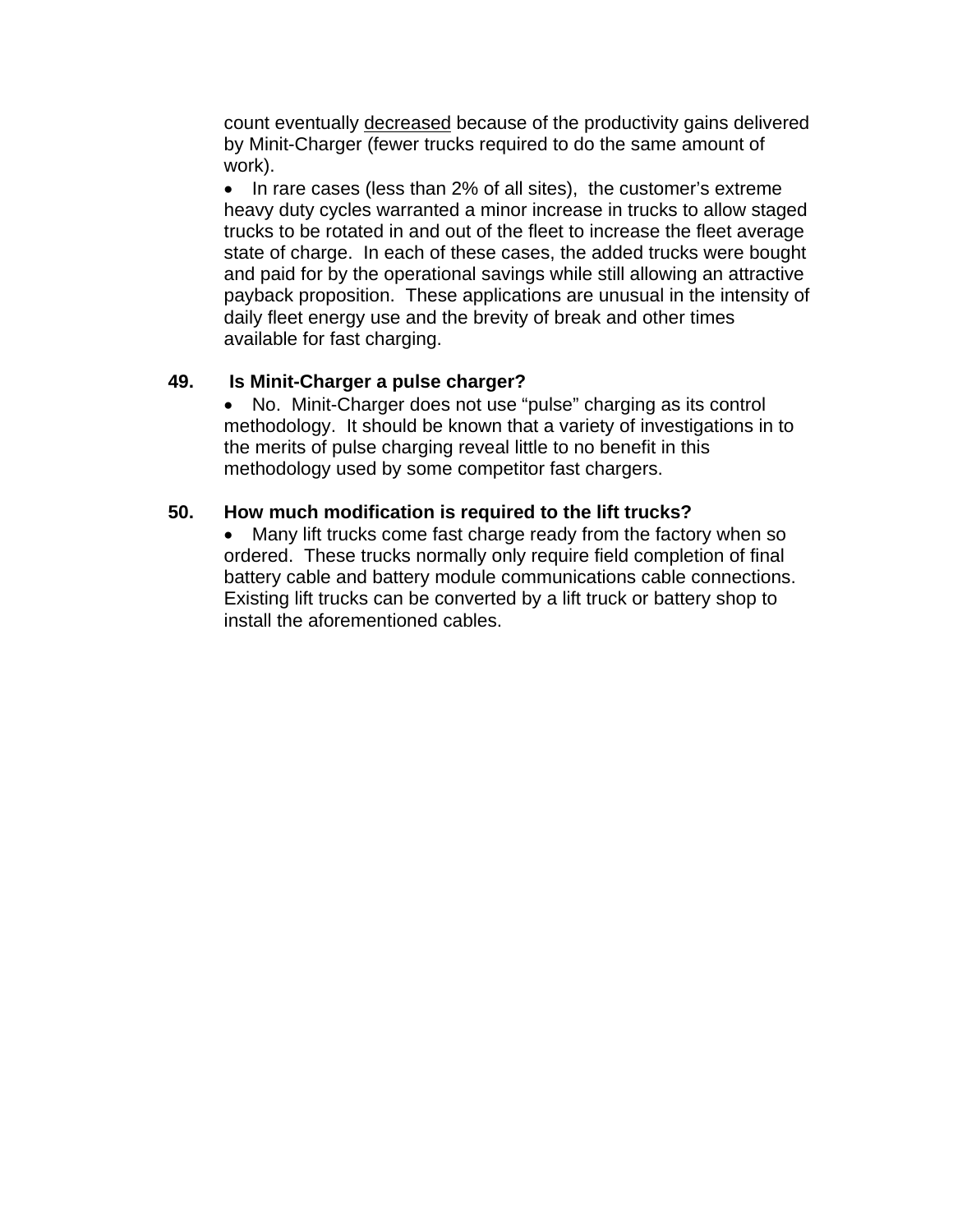count eventually <u>decreased</u> because of the productivity gains delivered by Minit-Charger (fewer trucks required to do the same amount of work).

- In rare cases (less than 2% of all sites), the customer's extreme heavy duty cycles warranted a minor increase in trucks to allow staged trucks to be rotated in and out of the fleet to increase the fleet average state of charge. In each of these cases, the added trucks were bought and paid for by the operational savings while still allowing an attractive payback proposition. These applications are unusual in the intensity of daily fleet energy use and the brevity of break and other times available for fast charging.

**49. Is Minit-Charger a pulse charger?**

- No. Minit-Charger does not use "pulse" charging as its control methodology. It should be known that a variety of investigations in to the merits of pulse charging reveal little to no benefit in this methodology used by some competitor fast chargers.

**50. How much modification is required to the lift trucks?**

- Many lift trucks come fast charge ready from the factory when so ordered. These trucks normally only require field completion of final battery cable and battery module communications cable connections. Existing lift trucks can be converted by a lift truck or battery shop to install the aforementioned cables.